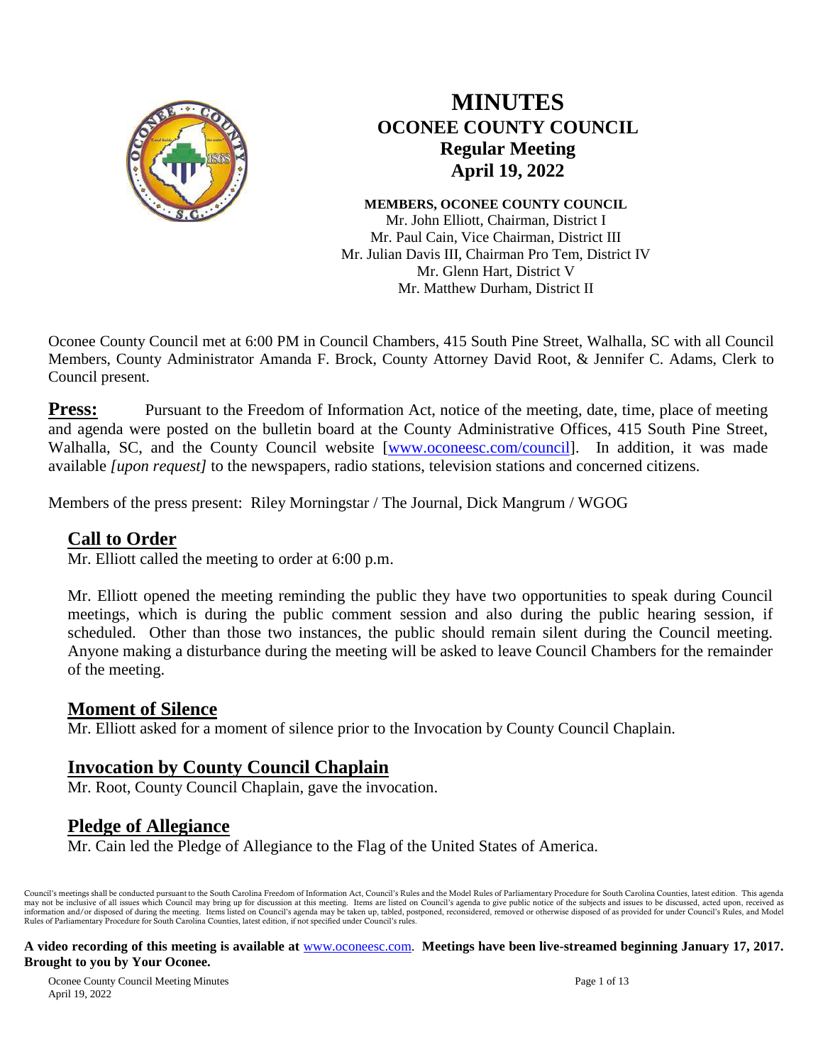# MINUTES
## OCONEE COUNTY COUNCIL
### Regular Meeting
### April 19, 2022

**MEMBERS, OCONEE COUNTY COUNCIL**
Mr. John Elliott, Chairman, District I
Mr. Paul Cain, Vice Chairman, District III
Mr. Julian Davis III, Chairman Pro Tem, District IV
Mr. Glenn Hart, District V
Mr. Matthew Durham, District II

Oconee County Council met at 6:00 PM in Council Chambers, 415 South Pine Street, Walhalla, SC with all Council Members, County Administrator Amanda F. Brock, County Attorney David Root, & Jennifer C. Adams, Clerk to Council present.

**Press:** Pursuant to the Freedom of Information Act, notice of the meeting, date, time, place of meeting and agenda were posted on the bulletin board at the County Administrative Offices, 415 South Pine Street, Walhalla, SC, and the County Council website [www.oconeesc.com/council]. In addition, it was made available *[upon request]* to the newspapers, radio stations, television stations and concerned citizens.

Members of the press present: Riley Morningstar / The Journal, Dick Mangrum / WGOG

## Call to Order

Mr. Elliott called the meeting to order at 6:00 p.m.

Mr. Elliott opened the meeting reminding the public they have two opportunities to speak during Council meetings, which is during the public comment session and also during the public hearing session, if scheduled. Other than those two instances, the public should remain silent during the Council meeting. Anyone making a disturbance during the meeting will be asked to leave Council Chambers for the remainder of the meeting.

## Moment of Silence

Mr. Elliott asked for a moment of silence prior to the Invocation by County Council Chaplain.

## Invocation by County Council Chaplain

Mr. Root, County Council Chaplain, gave the invocation.

## Pledge of Allegiance

Mr. Cain led the Pledge of Allegiance to the Flag of the United States of America.

Council's meetings shall be conducted pursuant to the South Carolina Freedom of Information Act, Council's Rules and the Model Rules of Parliamentary Procedure for South Carolina Counties, latest edition. This agenda may not be inclusive of all issues which Council may bring up for discussion at this meeting. Items are listed on Council's agenda to give public notice of the subjects and issues to be discussed, acted upon, received as information and/or disposed of during the meeting. Items listed on Council's agenda may be taken up, tabled, postponed, reconsidered, removed or otherwise disposed of as provided for under Council's Rules, and Model Rules of Parliamentary Procedure for South Carolina Counties, latest edition, if not specified under Council's rules.

**A video recording of this meeting is available at** www.oconeesc.com. **Meetings have been live-streamed beginning January 17, 2017. Brought to you by Your Oconee.**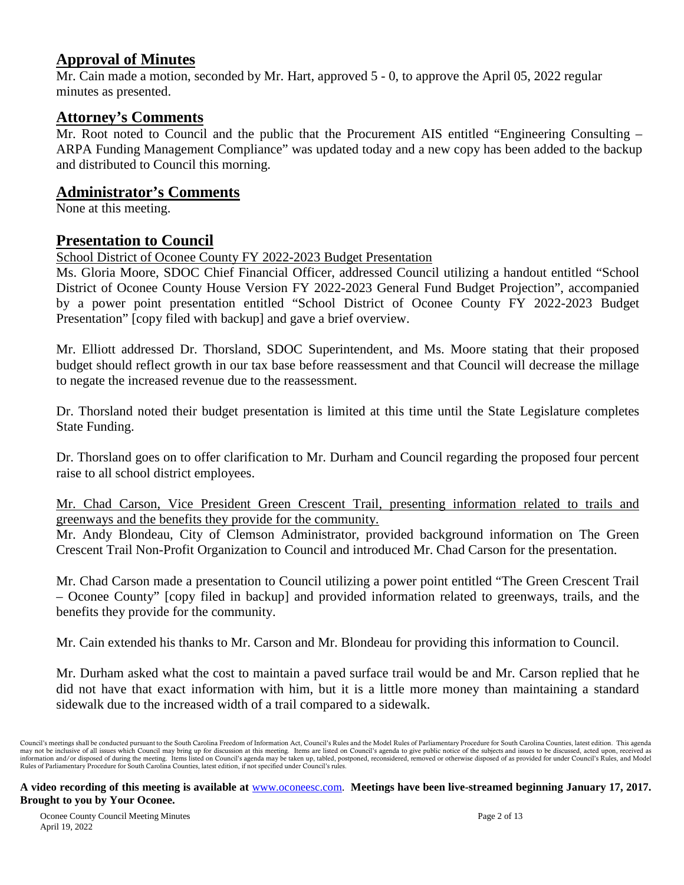## Approval of Minutes

Mr. Cain made a motion, seconded by Mr. Hart, approved 5 - 0, to approve the April 05, 2022 regular minutes as presented.

## Attorney's Comments

Mr. Root noted to Council and the public that the Procurement AIS entitled "Engineering Consulting – ARPA Funding Management Compliance" was updated today and a new copy has been added to the backup and distributed to Council this morning.

## Administrator's Comments

None at this meeting.

## Presentation to Council

School District of Oconee County FY 2022-2023 Budget Presentation

Ms. Gloria Moore, SDOC Chief Financial Officer, addressed Council utilizing a handout entitled "School District of Oconee County House Version FY 2022-2023 General Fund Budget Projection", accompanied by a power point presentation entitled "School District of Oconee County FY 2022-2023 Budget Presentation" [copy filed with backup] and gave a brief overview.

Mr. Elliott addressed Dr. Thorsland, SDOC Superintendent, and Ms. Moore stating that their proposed budget should reflect growth in our tax base before reassessment and that Council will decrease the millage to negate the increased revenue due to the reassessment.

Dr. Thorsland noted their budget presentation is limited at this time until the State Legislature completes State Funding.

Dr. Thorsland goes on to offer clarification to Mr. Durham and Council regarding the proposed four percent raise to all school district employees.

Mr. Chad Carson, Vice President Green Crescent Trail, presenting information related to trails and greenways and the benefits they provide for the community.

Mr. Andy Blondeau, City of Clemson Administrator, provided background information on The Green Crescent Trail Non-Profit Organization to Council and introduced Mr. Chad Carson for the presentation.

Mr. Chad Carson made a presentation to Council utilizing a power point entitled "The Green Crescent Trail – Oconee County" [copy filed in backup] and provided information related to greenways, trails, and the benefits they provide for the community.

Mr. Cain extended his thanks to Mr. Carson and Mr. Blondeau for providing this information to Council.

Mr. Durham asked what the cost to maintain a paved surface trail would be and Mr. Carson replied that he did not have that exact information with him, but it is a little more money than maintaining a standard sidewalk due to the increased width of a trail compared to a sidewalk.

Council's meetings shall be conducted pursuant to the South Carolina Freedom of Information Act, Council's Rules and the Model Rules of Parliamentary Procedure for South Carolina Counties, latest edition. This agenda may not be inclusive of all issues which Council may bring up for discussion at this meeting. Items are listed on Council's agenda to give public notice of the subjects and issues to be discussed, acted upon, received as information and/or disposed of during the meeting. Items listed on Council's agenda may be taken up, tabled, postponed, reconsidered, removed or otherwise disposed of as provided for under Council's Rules, and Model Rules of Parliamentary Procedure for South Carolina Counties, latest edition, if not specified under Council's rules.

**A video recording of this meeting is available at** www.oconeesc.com. **Meetings have been live-streamed beginning January 17, 2017. Brought to you by Your Oconee.**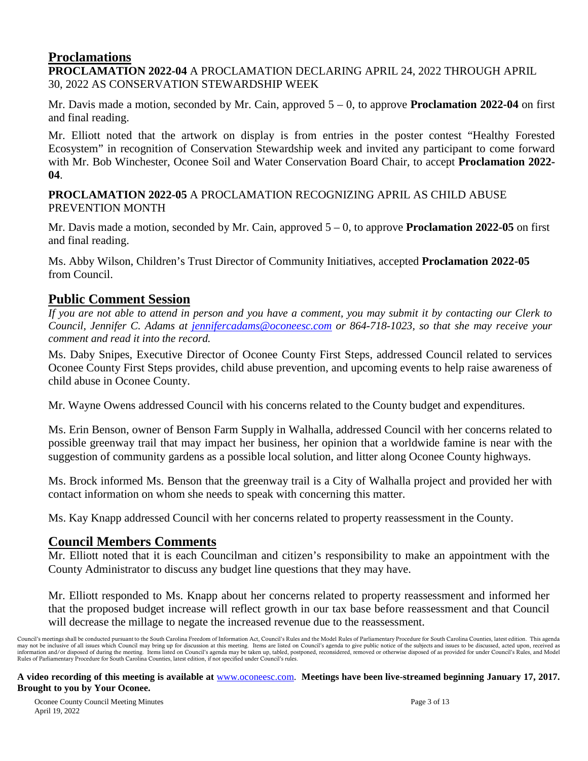## Proclamations

**PROCLAMATION 2022-04** A PROCLAMATION DECLARING APRIL 24, 2022 THROUGH APRIL 30, 2022 AS CONSERVATION STEWARDSHIP WEEK

Mr. Davis made a motion, seconded by Mr. Cain, approved 5 – 0, to approve **Proclamation 2022-04** on first and final reading.

Mr. Elliott noted that the artwork on display is from entries in the poster contest "Healthy Forested Ecosystem" in recognition of Conservation Stewardship week and invited any participant to come forward with Mr. Bob Winchester, Oconee Soil and Water Conservation Board Chair, to accept **Proclamation 2022-04**.

**PROCLAMATION 2022-05** A PROCLAMATION RECOGNIZING APRIL AS CHILD ABUSE PREVENTION MONTH

Mr. Davis made a motion, seconded by Mr. Cain, approved 5 – 0, to approve **Proclamation 2022-05** on first and final reading.

Ms. Abby Wilson, Children's Trust Director of Community Initiatives, accepted **Proclamation 2022-05** from Council.

## Public Comment Session

*If you are not able to attend in person and you have a comment, you may submit it by contacting our Clerk to Council, Jennifer C. Adams at jennifercadams@oconeesc.com or 864-718-1023, so that she may receive your comment and read it into the record.*

Ms. Daby Snipes, Executive Director of Oconee County First Steps, addressed Council related to services Oconee County First Steps provides, child abuse prevention, and upcoming events to help raise awareness of child abuse in Oconee County.

Mr. Wayne Owens addressed Council with his concerns related to the County budget and expenditures.

Ms. Erin Benson, owner of Benson Farm Supply in Walhalla, addressed Council with her concerns related to possible greenway trail that may impact her business, her opinion that a worldwide famine is near with the suggestion of community gardens as a possible local solution, and litter along Oconee County highways.

Ms. Brock informed Ms. Benson that the greenway trail is a City of Walhalla project and provided her with contact information on whom she needs to speak with concerning this matter.

Ms. Kay Knapp addressed Council with her concerns related to property reassessment in the County.

## Council Members Comments

Mr. Elliott noted that it is each Councilman and citizen's responsibility to make an appointment with the County Administrator to discuss any budget line questions that they may have.

Mr. Elliott responded to Ms. Knapp about her concerns related to property reassessment and informed her that the proposed budget increase will reflect growth in our tax base before reassessment and that Council will decrease the millage to negate the increased revenue due to the reassessment.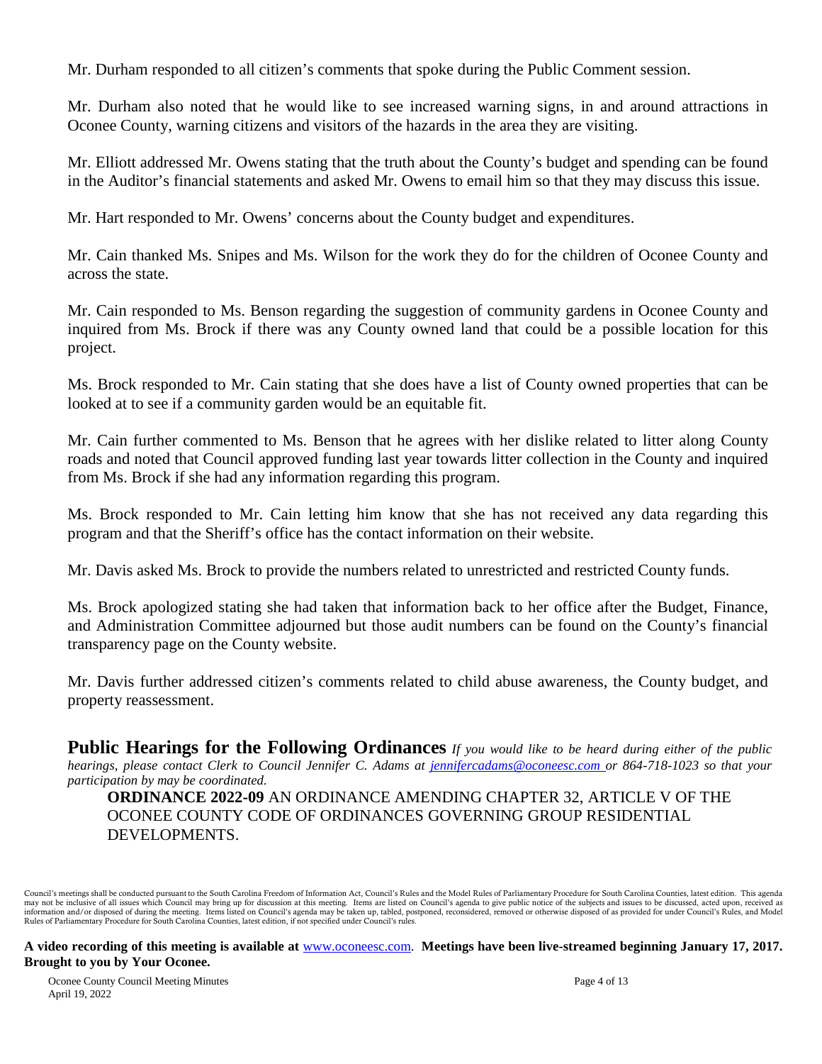Mr. Durham responded to all citizen's comments that spoke during the Public Comment session.

Mr. Durham also noted that he would like to see increased warning signs, in and around attractions in Oconee County, warning citizens and visitors of the hazards in the area they are visiting.

Mr. Elliott addressed Mr. Owens stating that the truth about the County's budget and spending can be found in the Auditor's financial statements and asked Mr. Owens to email him so that they may discuss this issue.

Mr. Hart responded to Mr. Owens' concerns about the County budget and expenditures.

Mr. Cain thanked Ms. Snipes and Ms. Wilson for the work they do for the children of Oconee County and across the state.

Mr. Cain responded to Ms. Benson regarding the suggestion of community gardens in Oconee County and inquired from Ms. Brock if there was any County owned land that could be a possible location for this project.

Ms. Brock responded to Mr. Cain stating that she does have a list of County owned properties that can be looked at to see if a community garden would be an equitable fit.

Mr. Cain further commented to Ms. Benson that he agrees with her dislike related to litter along County roads and noted that Council approved funding last year towards litter collection in the County and inquired from Ms. Brock if she had any information regarding this program.

Ms. Brock responded to Mr. Cain letting him know that she has not received any data regarding this program and that the Sheriff's office has the contact information on their website.

Mr. Davis asked Ms. Brock to provide the numbers related to unrestricted and restricted County funds.

Ms. Brock apologized stating she had taken that information back to her office after the Budget, Finance, and Administration Committee adjourned but those audit numbers can be found on the County's financial transparency page on the County website.

Mr. Davis further addressed citizen's comments related to child abuse awareness, the County budget, and property reassessment.

## Public Hearings for the Following Ordinances

*If you would like to be heard during either of the public hearings, please contact Clerk to Council Jennifer C. Adams at [jennifercadams@oconeesc.com](mailto:jennifercadams@oconeesc.com) or 864-718-1023 so that your participation by may be coordinated.*

**ORDINANCE 2022-09** AN ORDINANCE AMENDING CHAPTER 32, ARTICLE V OF THE OCONEE COUNTY CODE OF ORDINANCES GOVERNING GROUP RESIDENTIAL DEVELOPMENTS.

Council's meetings shall be conducted pursuant to the South Carolina Freedom of Information Act, Council's Rules and the Model Rules of Parliamentary Procedure for South Carolina Counties, latest edition. This agenda may not be inclusive of all issues which Council may bring up for discussion at this meeting. Items are listed on Council's agenda to give public notice of the subjects and issues to be discussed, acted upon, received as information and/or disposed of during the meeting. Items listed on Council's agenda may be taken up, tabled, postponed, reconsidered, removed or otherwise disposed of as provided for under Council's Rules, and Model Rules of Parliamentary Procedure for South Carolina Counties, latest edition, if not specified under Council's rules.

**A video recording of this meeting is available at** [www.oconeesc.com](http://www.oconeesc.com). **Meetings have been live-streamed beginning January 17, 2017. Brought to you by Your Oconee.**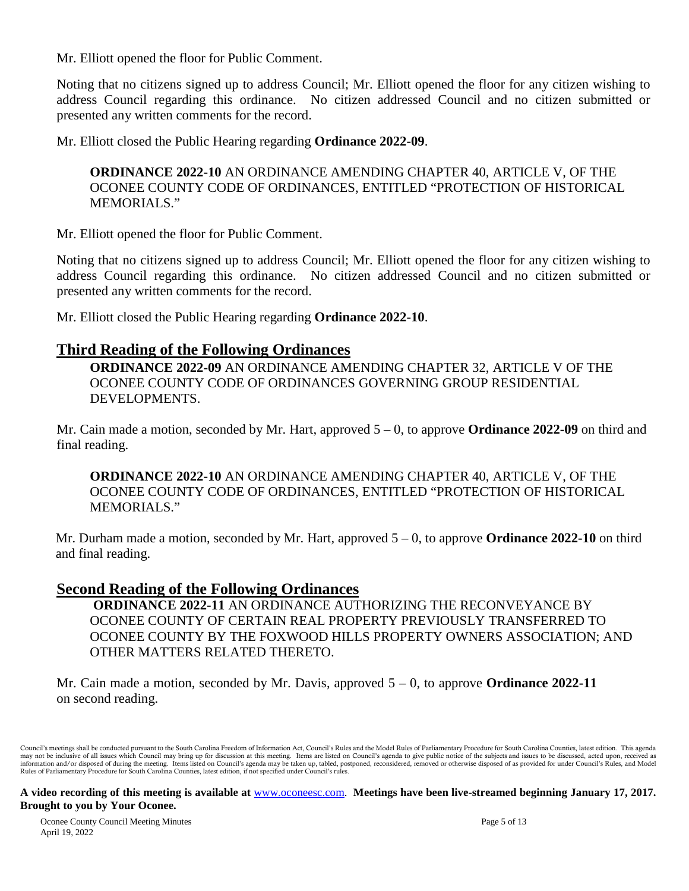Mr. Elliott opened the floor for Public Comment.

Noting that no citizens signed up to address Council; Mr. Elliott opened the floor for any citizen wishing to address Council regarding this ordinance. No citizen addressed Council and no citizen submitted or presented any written comments for the record.

Mr. Elliott closed the Public Hearing regarding **Ordinance 2022-09**.

**ORDINANCE 2022-10** AN ORDINANCE AMENDING CHAPTER 40, ARTICLE V, OF THE OCONEE COUNTY CODE OF ORDINANCES, ENTITLED "PROTECTION OF HISTORICAL MEMORIALS."

Mr. Elliott opened the floor for Public Comment.

Noting that no citizens signed up to address Council; Mr. Elliott opened the floor for any citizen wishing to address Council regarding this ordinance. No citizen addressed Council and no citizen submitted or presented any written comments for the record.

Mr. Elliott closed the Public Hearing regarding **Ordinance 2022-10**.

## Third Reading of the Following Ordinances

**ORDINANCE 2022-09** AN ORDINANCE AMENDING CHAPTER 32, ARTICLE V OF THE OCONEE COUNTY CODE OF ORDINANCES GOVERNING GROUP RESIDENTIAL DEVELOPMENTS.

Mr. Cain made a motion, seconded by Mr. Hart, approved 5 – 0, to approve **Ordinance 2022-09** on third and final reading.

**ORDINANCE 2022-10** AN ORDINANCE AMENDING CHAPTER 40, ARTICLE V, OF THE OCONEE COUNTY CODE OF ORDINANCES, ENTITLED "PROTECTION OF HISTORICAL MEMORIALS."

Mr. Durham made a motion, seconded by Mr. Hart, approved 5 – 0, to approve **Ordinance 2022-10** on third and final reading.

## Second Reading of the Following Ordinances

**ORDINANCE 2022-11** AN ORDINANCE AUTHORIZING THE RECONVEYANCE BY OCONEE COUNTY OF CERTAIN REAL PROPERTY PREVIOUSLY TRANSFERRED TO OCONEE COUNTY BY THE FOXWOOD HILLS PROPERTY OWNERS ASSOCIATION; AND OTHER MATTERS RELATED THERETO.

Mr. Cain made a motion, seconded by Mr. Davis, approved 5 – 0, to approve **Ordinance 2022-11** on second reading.

Council's meetings shall be conducted pursuant to the South Carolina Freedom of Information Act, Council's Rules and the Model Rules of Parliamentary Procedure for South Carolina Counties, latest edition. This agenda may not be inclusive of all issues which Council may bring up for discussion at this meeting. Items are listed on Council's agenda to give public notice of the subjects and issues to be discussed, acted upon, received as information and/or disposed of during the meeting. Items listed on Council's agenda may be taken up, tabled, postponed, reconsidered, removed or otherwise disposed of as provided for under Council's Rules, and Model Rules of Parliamentary Procedure for South Carolina Counties, latest edition, if not specified under Council's rules.

**A video recording of this meeting is available at** www.oconeesc.com. **Meetings have been live-streamed beginning January 17, 2017. Brought to you by Your Oconee.**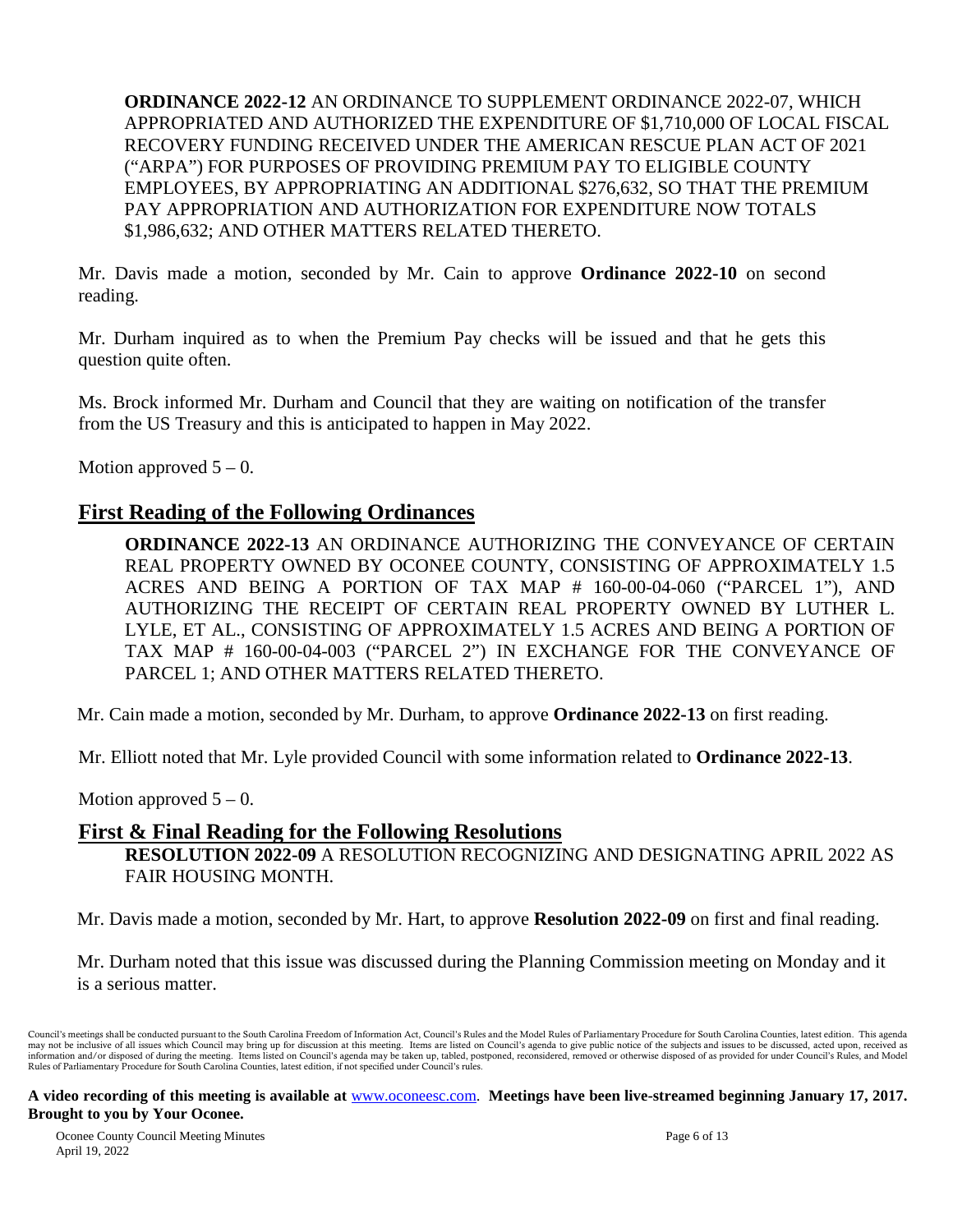**ORDINANCE 2022-12** AN ORDINANCE TO SUPPLEMENT ORDINANCE 2022-07, WHICH APPROPRIATED AND AUTHORIZED THE EXPENDITURE OF $1,710,000 OF LOCAL FISCAL RECOVERY FUNDING RECEIVED UNDER THE AMERICAN RESCUE PLAN ACT OF 2021 ("ARPA") FOR PURPOSES OF PROVIDING PREMIUM PAY TO ELIGIBLE COUNTY EMPLOYEES, BY APPROPRIATING AN ADDITIONAL $276,632, SO THAT THE PREMIUM PAY APPROPRIATION AND AUTHORIZATION FOR EXPENDITURE NOW TOTALS $1,986,632; AND OTHER MATTERS RELATED THERETO.

Mr. Davis made a motion, seconded by Mr. Cain to approve **Ordinance 2022-10** on second reading.

Mr. Durham inquired as to when the Premium Pay checks will be issued and that he gets this question quite often.

Ms. Brock informed Mr. Durham and Council that they are waiting on notification of the transfer from the US Treasury and this is anticipated to happen in May 2022.

Motion approved 5 – 0.

## First Reading of the Following Ordinances

**ORDINANCE 2022-13** AN ORDINANCE AUTHORIZING THE CONVEYANCE OF CERTAIN REAL PROPERTY OWNED BY OCONEE COUNTY, CONSISTING OF APPROXIMATELY 1.5 ACRES AND BEING A PORTION OF TAX MAP # 160-00-04-060 ("PARCEL 1"), AND AUTHORIZING THE RECEIPT OF CERTAIN REAL PROPERTY OWNED BY LUTHER L. LYLE, ET AL., CONSISTING OF APPROXIMATELY 1.5 ACRES AND BEING A PORTION OF TAX MAP # 160-00-04-003 ("PARCEL 2") IN EXCHANGE FOR THE CONVEYANCE OF PARCEL 1; AND OTHER MATTERS RELATED THERETO.

Mr. Cain made a motion, seconded by Mr. Durham, to approve **Ordinance 2022-13** on first reading.

Mr. Elliott noted that Mr. Lyle provided Council with some information related to **Ordinance 2022-13**.

Motion approved 5 – 0.

## First & Final Reading for the Following Resolutions

**RESOLUTION 2022-09** A RESOLUTION RECOGNIZING AND DESIGNATING APRIL 2022 AS FAIR HOUSING MONTH.

Mr. Davis made a motion, seconded by Mr. Hart, to approve **Resolution 2022-09** on first and final reading.

Mr. Durham noted that this issue was discussed during the Planning Commission meeting on Monday and it is a serious matter.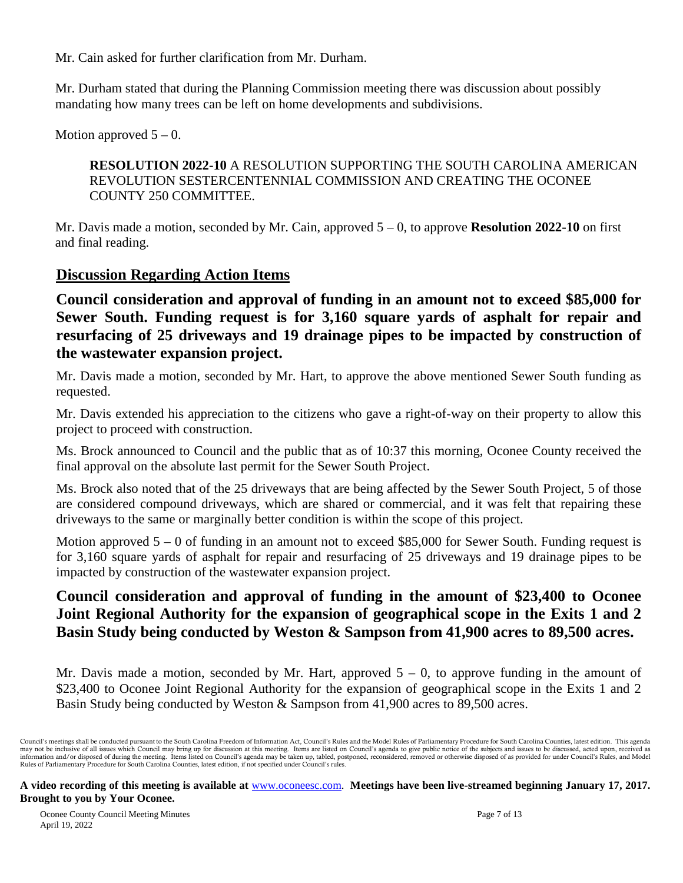Mr. Cain asked for further clarification from Mr. Durham.

Mr. Durham stated that during the Planning Commission meeting there was discussion about possibly mandating how many trees can be left on home developments and subdivisions.

Motion approved 5 – 0.

> **RESOLUTION 2022-10** A RESOLUTION SUPPORTING THE SOUTH CAROLINA AMERICAN REVOLUTION SESTERCENTENNIAL COMMISSION AND CREATING THE OCONEE COUNTY 250 COMMITTEE.

Mr. Davis made a motion, seconded by Mr. Cain, approved 5 – 0, to approve **Resolution 2022-10** on first and final reading.

## Discussion Regarding Action Items

### Council consideration and approval of funding in an amount not to exceed $85,000 for Sewer South. Funding request is for 3,160 square yards of asphalt for repair and resurfacing of 25 driveways and 19 drainage pipes to be impacted by construction of the wastewater expansion project.

Mr. Davis made a motion, seconded by Mr. Hart, to approve the above mentioned Sewer South funding as requested.

Mr. Davis extended his appreciation to the citizens who gave a right-of-way on their property to allow this project to proceed with construction.

Ms. Brock announced to Council and the public that as of 10:37 this morning, Oconee County received the final approval on the absolute last permit for the Sewer South Project.

Ms. Brock also noted that of the 25 driveways that are being affected by the Sewer South Project, 5 of those are considered compound driveways, which are shared or commercial, and it was felt that repairing these driveways to the same or marginally better condition is within the scope of this project.

Motion approved 5 – 0 of funding in an amount not to exceed $85,000 for Sewer South. Funding request is for 3,160 square yards of asphalt for repair and resurfacing of 25 driveways and 19 drainage pipes to be impacted by construction of the wastewater expansion project.

### Council consideration and approval of funding in the amount of $23,400 to Oconee Joint Regional Authority for the expansion of geographical scope in the Exits 1 and 2 Basin Study being conducted by Weston & Sampson from 41,900 acres to 89,500 acres.

Mr. Davis made a motion, seconded by Mr. Hart, approved 5 – 0, to approve funding in the amount of $23,400 to Oconee Joint Regional Authority for the expansion of geographical scope in the Exits 1 and 2 Basin Study being conducted by Weston & Sampson from 41,900 acres to 89,500 acres.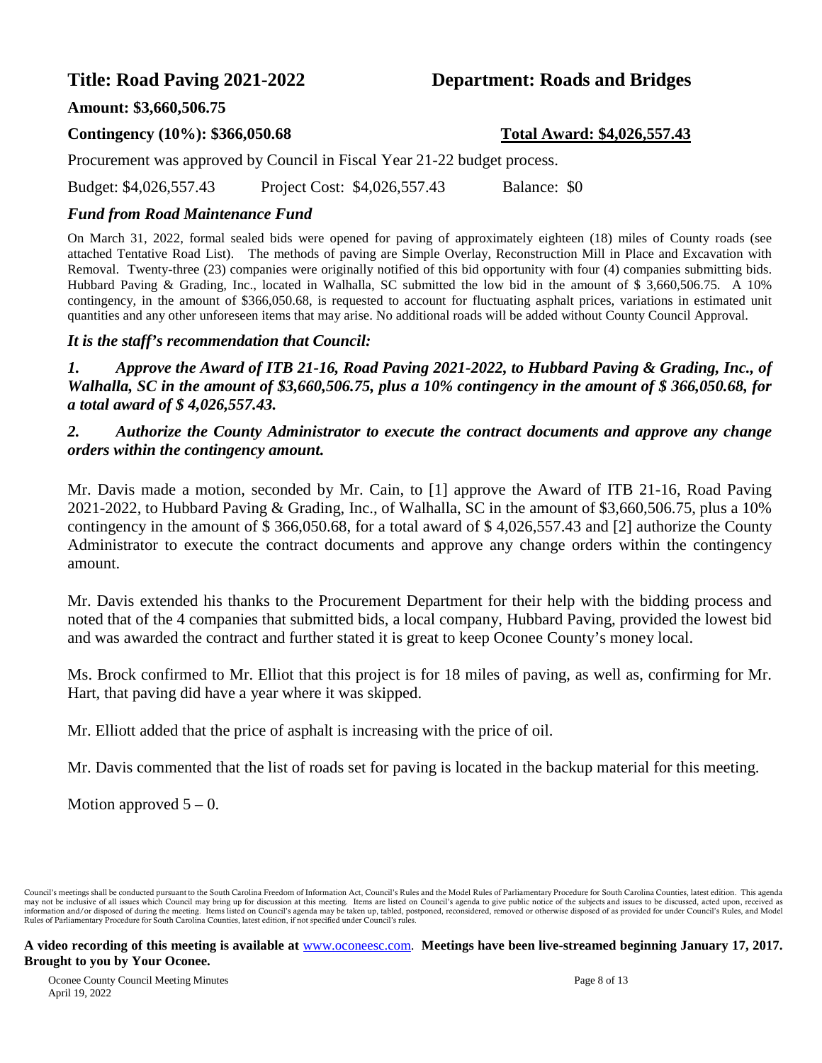**Title: Road Paving 2021-2022** **Department: Roads and Bridges**

**Amount: $3,660,506.75**

**Contingency (10%): $366,050.68** **Total Award: $4,026,557.43**

Procurement was approved by Council in Fiscal Year 21-22 budget process.

Budget: $4,026,557.43 Project Cost: $4,026,557.43 Balance: $0

***Fund from Road Maintenance Fund***

On March 31, 2022, formal sealed bids were opened for paving of approximately eighteen (18) miles of County roads (see attached Tentative Road List). The methods of paving are Simple Overlay, Reconstruction Mill in Place and Excavation with Removal. Twenty-three (23) companies were originally notified of this bid opportunity with four (4) companies submitting bids. Hubbard Paving & Grading, Inc., located in Walhalla, SC submitted the low bid in the amount of $ 3,660,506.75. A 10% contingency, in the amount of $366,050.68, is requested to account for fluctuating asphalt prices, variations in estimated unit quantities and any other unforeseen items that may arise. No additional roads will be added without County Council Approval.

***It is the staff's recommendation that Council:***

***1. Approve the Award of ITB 21-16, Road Paving 2021-2022, to Hubbard Paving & Grading, Inc., of Walhalla, SC in the amount of $3,660,506.75, plus a 10% contingency in the amount of $ 366,050.68, for a total award of $ 4,026,557.43.***

***2. Authorize the County Administrator to execute the contract documents and approve any change orders within the contingency amount.***

Mr. Davis made a motion, seconded by Mr. Cain, to [1] approve the Award of ITB 21-16, Road Paving 2021-2022, to Hubbard Paving & Grading, Inc., of Walhalla, SC in the amount of $3,660,506.75, plus a 10% contingency in the amount of $ 366,050.68, for a total award of $ 4,026,557.43 and [2] authorize the County Administrator to execute the contract documents and approve any change orders within the contingency amount.

Mr. Davis extended his thanks to the Procurement Department for their help with the bidding process and noted that of the 4 companies that submitted bids, a local company, Hubbard Paving, provided the lowest bid and was awarded the contract and further stated it is great to keep Oconee County's money local.

Ms. Brock confirmed to Mr. Elliot that this project is for 18 miles of paving, as well as, confirming for Mr. Hart, that paving did have a year where it was skipped.

Mr. Elliott added that the price of asphalt is increasing with the price of oil.

Mr. Davis commented that the list of roads set for paving is located in the backup material for this meeting.

Motion approved 5 – 0.

Council's meetings shall be conducted pursuant to the South Carolina Freedom of Information Act, Council's Rules and the Model Rules of Parliamentary Procedure for South Carolina Counties, latest edition. This agenda may not be inclusive of all issues which Council may bring up for discussion at this meeting. Items are listed on Council's agenda to give public notice of the subjects and issues to be discussed, acted upon, received as information and/or disposed of during the meeting. Items listed on Council's agenda may be taken up, tabled, postponed, reconsidered, removed or otherwise disposed of as provided for under Council's Rules, and Model Rules of Parliamentary Procedure for South Carolina Counties, latest edition, if not specified under Council's rules.

**A video recording of this meeting is available at** www.oconeesc.com. **Meetings have been live-streamed beginning January 17, 2017. Brought to you by Your Oconee.**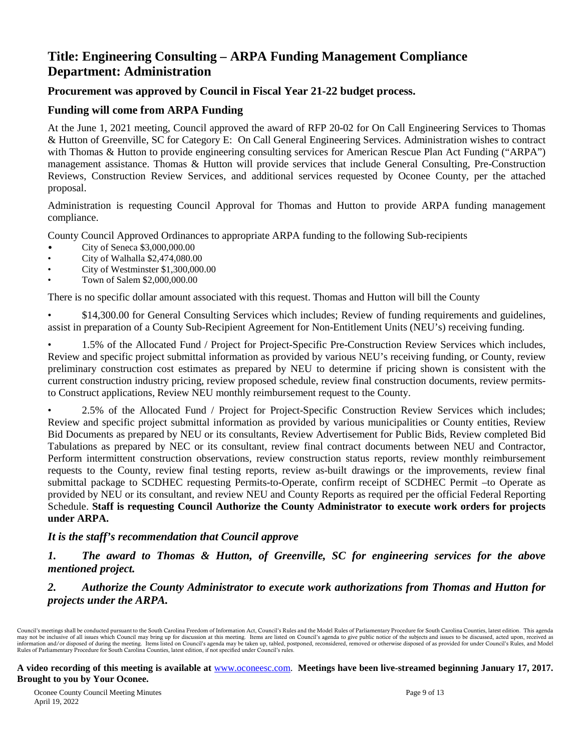## Title: Engineering Consulting – ARPA Funding Management Compliance
## Department: Administration

### Procurement was approved by Council in Fiscal Year 21-22 budget process.

### Funding will come from ARPA Funding

At the June 1, 2021 meeting, Council approved the award of RFP 20-02 for On Call Engineering Services to Thomas & Hutton of Greenville, SC for Category E: On Call General Engineering Services. Administration wishes to contract with Thomas & Hutton to provide engineering consulting services for American Rescue Plan Act Funding ("ARPA") management assistance. Thomas & Hutton will provide services that include General Consulting, Pre-Construction Reviews, Construction Review Services, and additional services requested by Oconee County, per the attached proposal.

Administration is requesting Council Approval for Thomas and Hutton to provide ARPA funding management compliance.

County Council Approved Ordinances to appropriate ARPA funding to the following Sub-recipients

- City of Seneca $3,000,000.00
- City of Walhalla $2,474,080.00
- City of Westminster $1,300,000.00
- Town of Salem $2,000,000.00

There is no specific dollar amount associated with this request. Thomas and Hutton will bill the County

- $14,300.00 for General Consulting Services which includes; Review of funding requirements and guidelines, assist in preparation of a County Sub-Recipient Agreement for Non-Entitlement Units (NEU's) receiving funding.
- 1.5% of the Allocated Fund / Project for Project-Specific Pre-Construction Review Services which includes, Review and specific project submittal information as provided by various NEU's receiving funding, or County, review preliminary construction cost estimates as prepared by NEU to determine if pricing shown is consistent with the current construction industry pricing, review proposed schedule, review final construction documents, review permits-to Construct applications, Review NEU monthly reimbursement request to the County.
- 2.5% of the Allocated Fund / Project for Project-Specific Construction Review Services which includes; Review and specific project submittal information as provided by various municipalities or County entities, Review Bid Documents as prepared by NEU or its consultants, Review Advertisement for Public Bids, Review completed Bid Tabulations as prepared by NEC or its consultant, review final contract documents between NEU and Contractor, Perform intermittent construction observations, review construction status reports, review monthly reimbursement requests to the County, review final testing reports, review as-built drawings or the improvements, review final submittal package to SCDHEC requesting Permits-to-Operate, confirm receipt of SCDHEC Permit –to Operate as provided by NEU or its consultant, and review NEU and County Reports as required per the official Federal Reporting Schedule. **Staff is requesting Council Authorize the County Administrator to execute work orders for projects under ARPA.**

***It is the staff's recommendation that Council approve***

***1. The award to Thomas & Hutton, of Greenville, SC for engineering services for the above mentioned project.***

***2. Authorize the County Administrator to execute work authorizations from Thomas and Hutton for projects under the ARPA.***

Council's meetings shall be conducted pursuant to the South Carolina Freedom of Information Act, Council's Rules and the Model Rules of Parliamentary Procedure for South Carolina Counties, latest edition. This agenda may not be inclusive of all issues which Council may bring up for discussion at this meeting. Items are listed on Council's agenda to give public notice of the subjects and issues to be discussed, acted upon, received as information and/or disposed of during the meeting. Items listed on Council's agenda may be taken up, tabled, postponed, reconsidered, removed or otherwise disposed of as provided for under Council's Rules, and Model Rules of Parliamentary Procedure for South Carolina Counties, latest edition, if not specified under Council's rules.

**A video recording of this meeting is available at** www.oconeesc.com. **Meetings have been live-streamed beginning January 17, 2017. Brought to you by Your Oconee.**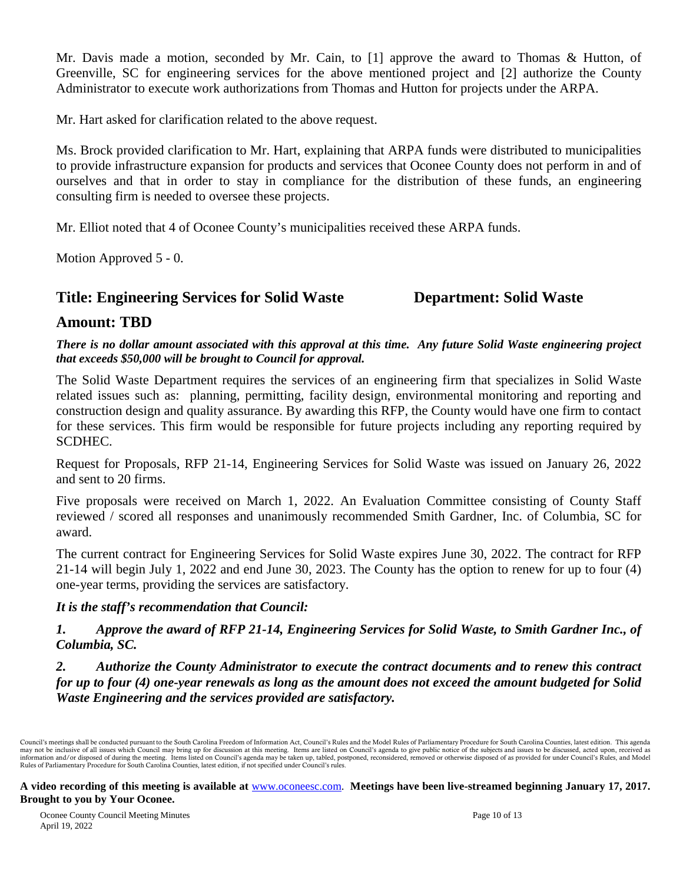Mr. Davis made a motion, seconded by Mr. Cain, to [1] approve the award to Thomas & Hutton, of Greenville, SC for engineering services for the above mentioned project and [2] authorize the County Administrator to execute work authorizations from Thomas and Hutton for projects under the ARPA.

Mr. Hart asked for clarification related to the above request.

Ms. Brock provided clarification to Mr. Hart, explaining that ARPA funds were distributed to municipalities to provide infrastructure expansion for products and services that Oconee County does not perform in and of ourselves and that in order to stay in compliance for the distribution of these funds, an engineering consulting firm is needed to oversee these projects.

Mr. Elliot noted that 4 of Oconee County's municipalities received these ARPA funds.

Motion Approved 5 - 0.

## Title: Engineering Services for Solid Waste Department: Solid Waste

## Amount: TBD

***There is no dollar amount associated with this approval at this time. Any future Solid Waste engineering project that exceeds $50,000 will be brought to Council for approval.***

The Solid Waste Department requires the services of an engineering firm that specializes in Solid Waste related issues such as: planning, permitting, facility design, environmental monitoring and reporting and construction design and quality assurance. By awarding this RFP, the County would have one firm to contact for these services. This firm would be responsible for future projects including any reporting required by SCDHEC.

Request for Proposals, RFP 21-14, Engineering Services for Solid Waste was issued on January 26, 2022 and sent to 20 firms.

Five proposals were received on March 1, 2022. An Evaluation Committee consisting of County Staff reviewed / scored all responses and unanimously recommended Smith Gardner, Inc. of Columbia, SC for award.

The current contract for Engineering Services for Solid Waste expires June 30, 2022. The contract for RFP 21-14 will begin July 1, 2022 and end June 30, 2023. The County has the option to renew for up to four (4) one-year terms, providing the services are satisfactory.

***It is the staff's recommendation that Council:***

***1. Approve the award of RFP 21-14, Engineering Services for Solid Waste, to Smith Gardner Inc., of Columbia, SC.***

***2. Authorize the County Administrator to execute the contract documents and to renew this contract for up to four (4) one-year renewals as long as the amount does not exceed the amount budgeted for Solid Waste Engineering and the services provided are satisfactory.***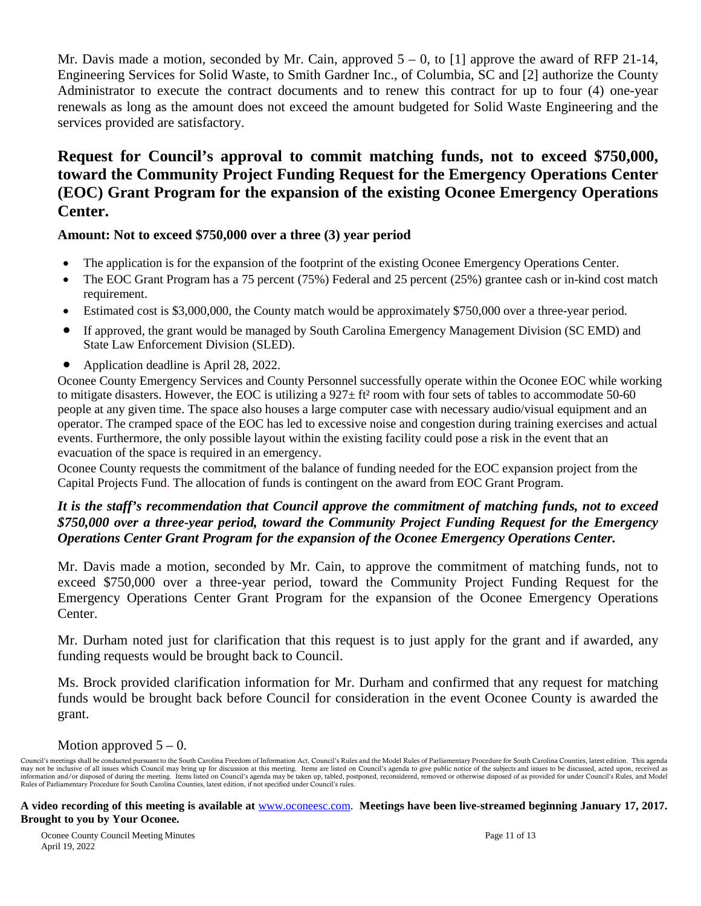Mr. Davis made a motion, seconded by Mr. Cain, approved 5 – 0, to [1] approve the award of RFP 21-14, Engineering Services for Solid Waste, to Smith Gardner Inc., of Columbia, SC and [2] authorize the County Administrator to execute the contract documents and to renew this contract for up to four (4) one-year renewals as long as the amount does not exceed the amount budgeted for Solid Waste Engineering and the services provided are satisfactory.

## Request for Council's approval to commit matching funds, not to exceed $750,000, toward the Community Project Funding Request for the Emergency Operations Center (EOC) Grant Program for the expansion of the existing Oconee Emergency Operations Center.

**Amount: Not to exceed $750,000 over a three (3) year period**

- The application is for the expansion of the footprint of the existing Oconee Emergency Operations Center.
- The EOC Grant Program has a 75 percent (75%) Federal and 25 percent (25%) grantee cash or in-kind cost match requirement.
- Estimated cost is $3,000,000, the County match would be approximately $750,000 over a three-year period.
- If approved, the grant would be managed by South Carolina Emergency Management Division (SC EMD) and State Law Enforcement Division (SLED).
- Application deadline is April 28, 2022.

Oconee County Emergency Services and County Personnel successfully operate within the Oconee EOC while working to mitigate disasters. However, the EOC is utilizing a 927± ft² room with four sets of tables to accommodate 50-60 people at any given time. The space also houses a large computer case with necessary audio/visual equipment and an operator. The cramped space of the EOC has led to excessive noise and congestion during training exercises and actual events. Furthermore, the only possible layout within the existing facility could pose a risk in the event that an evacuation of the space is required in an emergency.

Oconee County requests the commitment of the balance of funding needed for the EOC expansion project from the Capital Projects Fund. The allocation of funds is contingent on the award from EOC Grant Program.

***It is the staff's recommendation that Council approve the commitment of matching funds, not to exceed $750,000 over a three-year period, toward the Community Project Funding Request for the Emergency Operations Center Grant Program for the expansion of the Oconee Emergency Operations Center.***

Mr. Davis made a motion, seconded by Mr. Cain, to approve the commitment of matching funds, not to exceed $750,000 over a three-year period, toward the Community Project Funding Request for the Emergency Operations Center Grant Program for the expansion of the Oconee Emergency Operations Center.

Mr. Durham noted just for clarification that this request is to just apply for the grant and if awarded, any funding requests would be brought back to Council.

Ms. Brock provided clarification information for Mr. Durham and confirmed that any request for matching funds would be brought back before Council for consideration in the event Oconee County is awarded the grant.

Motion approved 5 – 0.

Council's meetings shall be conducted pursuant to the South Carolina Freedom of Information Act, Council's Rules and the Model Rules of Parliamentary Procedure for South Carolina Counties, latest edition. This agenda may not be inclusive of all issues which Council may bring up for discussion at this meeting. Items are listed on Council's agenda to give public notice of the subjects and issues to be discussed, acted upon, received as information and/or disposed of during the meeting. Items listed on Council's agenda may be taken up, tabled, postponed, reconsidered, removed or otherwise disposed of as provided for under Council's Rules, and Model Rules of Parliamentary Procedure for South Carolina Counties, latest edition, if not specified under Council's rules.

**A video recording of this meeting is available at** www.oconeesc.com. **Meetings have been live-streamed beginning January 17, 2017. Brought to you by Your Oconee.**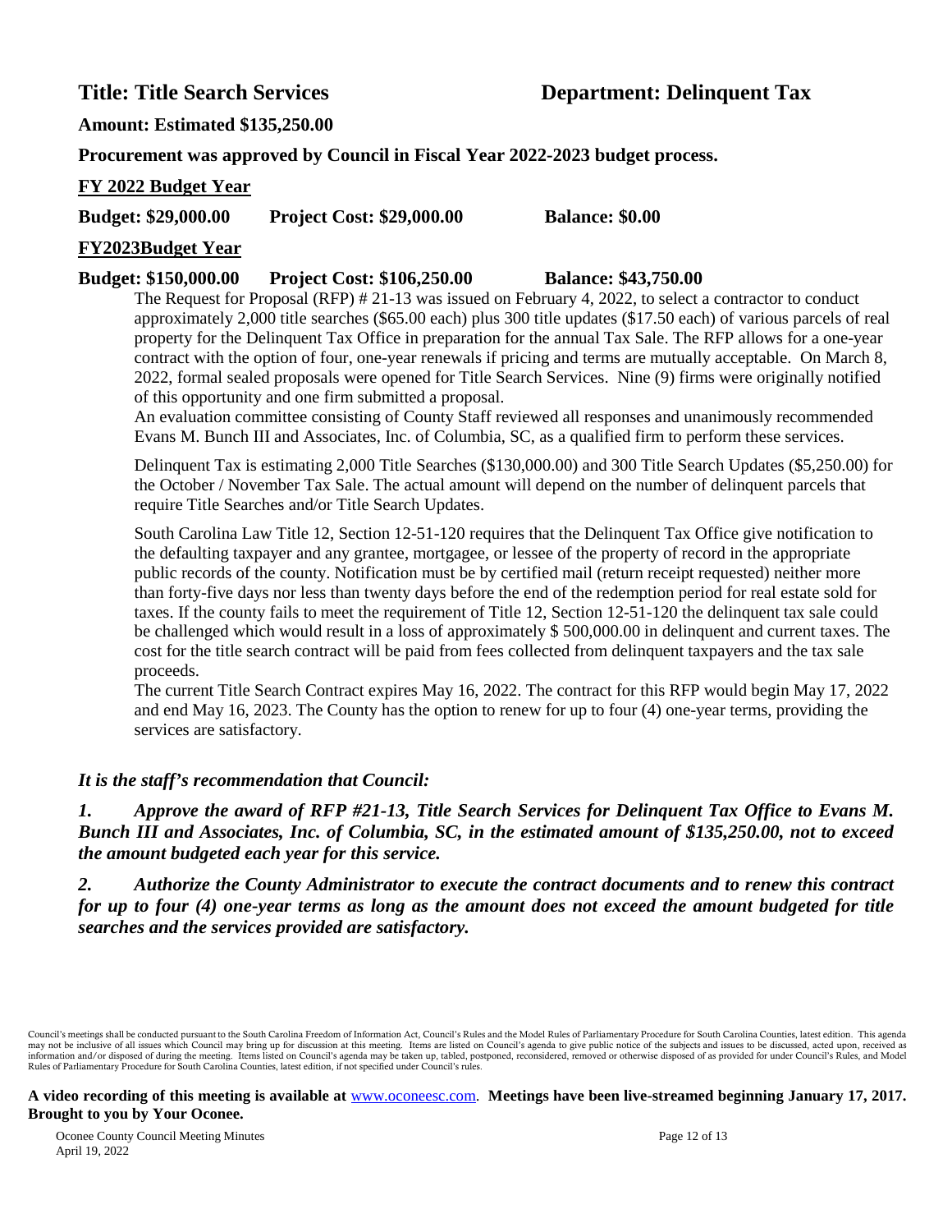**Title: Title Search Services** **Department: Delinquent Tax**

**Amount: Estimated $135,250.00**

**Procurement was approved by Council in Fiscal Year 2022-2023 budget process.**

**FY 2022 Budget Year**

**Budget: $29,000.00** **Project Cost: $29,000.00** **Balance: $0.00**

**FY2023Budget Year**

**Budget: $150,000.00** **Project Cost: $106,250.00** **Balance: $43,750.00**

The Request for Proposal (RFP) # 21-13 was issued on February 4, 2022, to select a contractor to conduct approximately 2,000 title searches ($65.00 each) plus 300 title updates ($17.50 each) of various parcels of real property for the Delinquent Tax Office in preparation for the annual Tax Sale. The RFP allows for a one-year contract with the option of four, one-year renewals if pricing and terms are mutually acceptable. On March 8, 2022, formal sealed proposals were opened for Title Search Services. Nine (9) firms were originally notified of this opportunity and one firm submitted a proposal.

An evaluation committee consisting of County Staff reviewed all responses and unanimously recommended Evans M. Bunch III and Associates, Inc. of Columbia, SC, as a qualified firm to perform these services.

Delinquent Tax is estimating 2,000 Title Searches ($130,000.00) and 300 Title Search Updates ($5,250.00) for the October / November Tax Sale. The actual amount will depend on the number of delinquent parcels that require Title Searches and/or Title Search Updates.

South Carolina Law Title 12, Section 12-51-120 requires that the Delinquent Tax Office give notification to the defaulting taxpayer and any grantee, mortgagee, or lessee of the property of record in the appropriate public records of the county. Notification must be by certified mail (return receipt requested) neither more than forty-five days nor less than twenty days before the end of the redemption period for real estate sold for taxes. If the county fails to meet the requirement of Title 12, Section 12-51-120 the delinquent tax sale could be challenged which would result in a loss of approximately $ 500,000.00 in delinquent and current taxes. The cost for the title search contract will be paid from fees collected from delinquent taxpayers and the tax sale proceeds.

The current Title Search Contract expires May 16, 2022. The contract for this RFP would begin May 17, 2022 and end May 16, 2023. The County has the option to renew for up to four (4) one-year terms, providing the services are satisfactory.

***It is the staff's recommendation that Council:***

***1. Approve the award of RFP #21-13, Title Search Services for Delinquent Tax Office to Evans M. Bunch III and Associates, Inc. of Columbia, SC, in the estimated amount of $135,250.00, not to exceed the amount budgeted each year for this service.***

***2. Authorize the County Administrator to execute the contract documents and to renew this contract for up to four (4) one-year terms as long as the amount does not exceed the amount budgeted for title searches and the services provided are satisfactory.***

Council's meetings shall be conducted pursuant to the South Carolina Freedom of Information Act, Council's Rules and the Model Rules of Parliamentary Procedure for South Carolina Counties, latest edition. This agenda may not be inclusive of all issues which Council may bring up for discussion at this meeting. Items are listed on Council's agenda to give public notice of the subjects and issues to be discussed, acted upon, received as information and/or disposed of during the meeting. Items listed on Council's agenda may be taken up, tabled, postponed, reconsidered, removed or otherwise disposed of as provided for under Council's Rules, and Model Rules of Parliamentary Procedure for South Carolina Counties, latest edition, if not specified under Council's rules.

**A video recording of this meeting is available at** www.oconeesc.com. **Meetings have been live-streamed beginning January 17, 2017. Brought to you by Your Oconee.**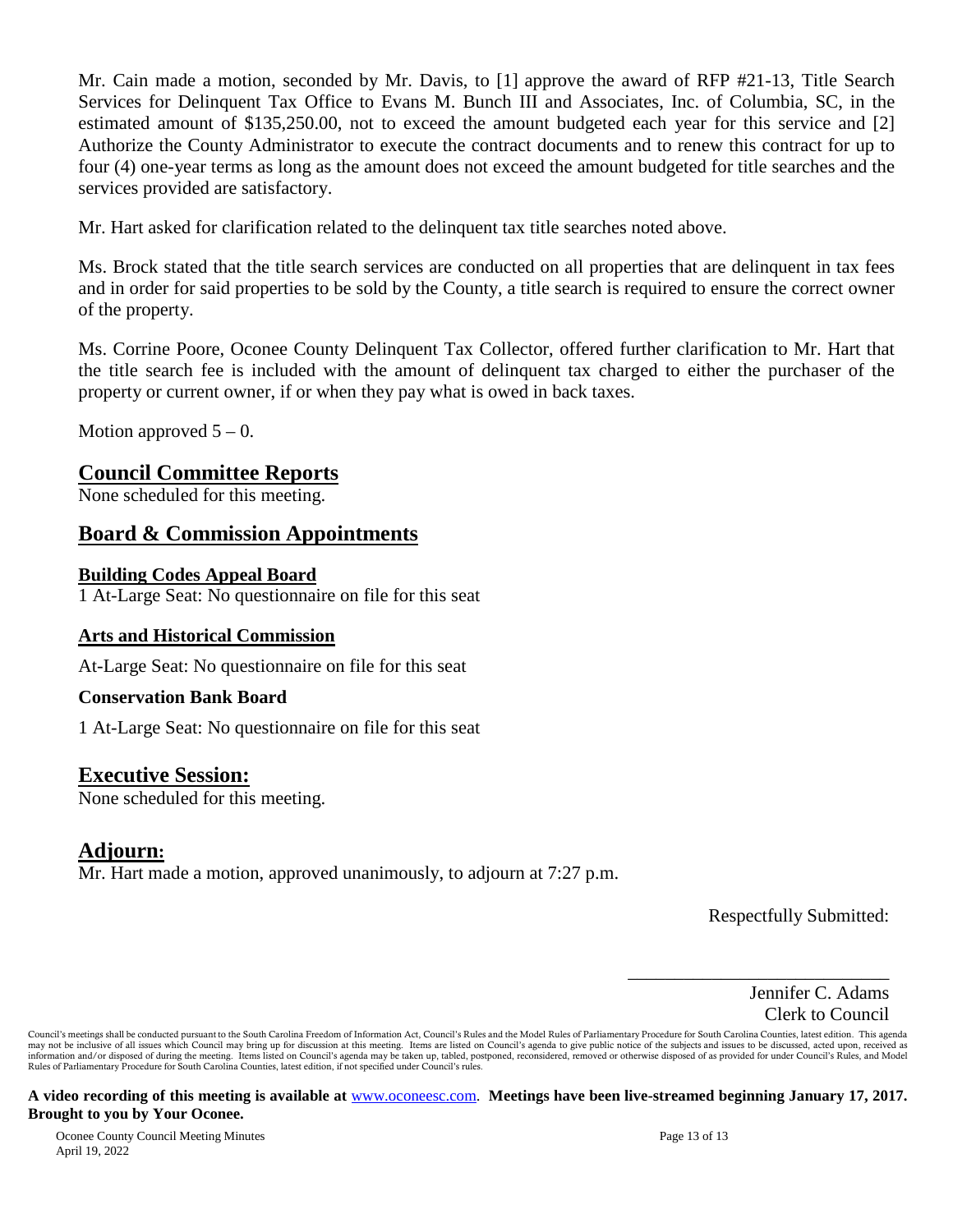Mr. Cain made a motion, seconded by Mr. Davis, to [1] approve the award of RFP #21-13, Title Search Services for Delinquent Tax Office to Evans M. Bunch III and Associates, Inc. of Columbia, SC, in the estimated amount of $135,250.00, not to exceed the amount budgeted each year for this service and [2] Authorize the County Administrator to execute the contract documents and to renew this contract for up to four (4) one-year terms as long as the amount does not exceed the amount budgeted for title searches and the services provided are satisfactory.

Mr. Hart asked for clarification related to the delinquent tax title searches noted above.

Ms. Brock stated that the title search services are conducted on all properties that are delinquent in tax fees and in order for said properties to be sold by the County, a title search is required to ensure the correct owner of the property.

Ms. Corrine Poore, Oconee County Delinquent Tax Collector, offered further clarification to Mr. Hart that the title search fee is included with the amount of delinquent tax charged to either the purchaser of the property or current owner, if or when they pay what is owed in back taxes.

Motion approved 5 – 0.

## Council Committee Reports

None scheduled for this meeting.

## Board & Commission Appointments

### Building Codes Appeal Board

1 At-Large Seat: No questionnaire on file for this seat

### Arts and Historical Commission

At-Large Seat: No questionnaire on file for this seat

### Conservation Bank Board

1 At-Large Seat: No questionnaire on file for this seat

## Executive Session:

None scheduled for this meeting.

## Adjourn:

Mr. Hart made a motion, approved unanimously, to adjourn at 7:27 p.m.

Respectfully Submitted:

\_\_\_\_\_\_\_\_\_\_\_\_\_\_\_\_\_\_\_\_\_\_\_\_\_\_\_\_\_\_

Jennifer C. Adams
Clerk to Council

Council's meetings shall be conducted pursuant to the South Carolina Freedom of Information Act, Council's Rules and the Model Rules of Parliamentary Procedure for South Carolina Counties, latest edition. This agenda may not be inclusive of all issues which Council may bring up for discussion at this meeting. Items are listed on Council's agenda to give public notice of the subjects and issues to be discussed, acted upon, received as information and/or disposed of during the meeting. Items listed on Council's agenda may be taken up, tabled, postponed, reconsidered, removed or otherwise disposed of as provided for under Council's Rules, and Model Rules of Parliamentary Procedure for South Carolina Counties, latest edition, if not specified under Council's rules.

**A video recording of this meeting is available at** www.oconeesc.com. **Meetings have been live-streamed beginning January 17, 2017. Brought to you by Your Oconee.**